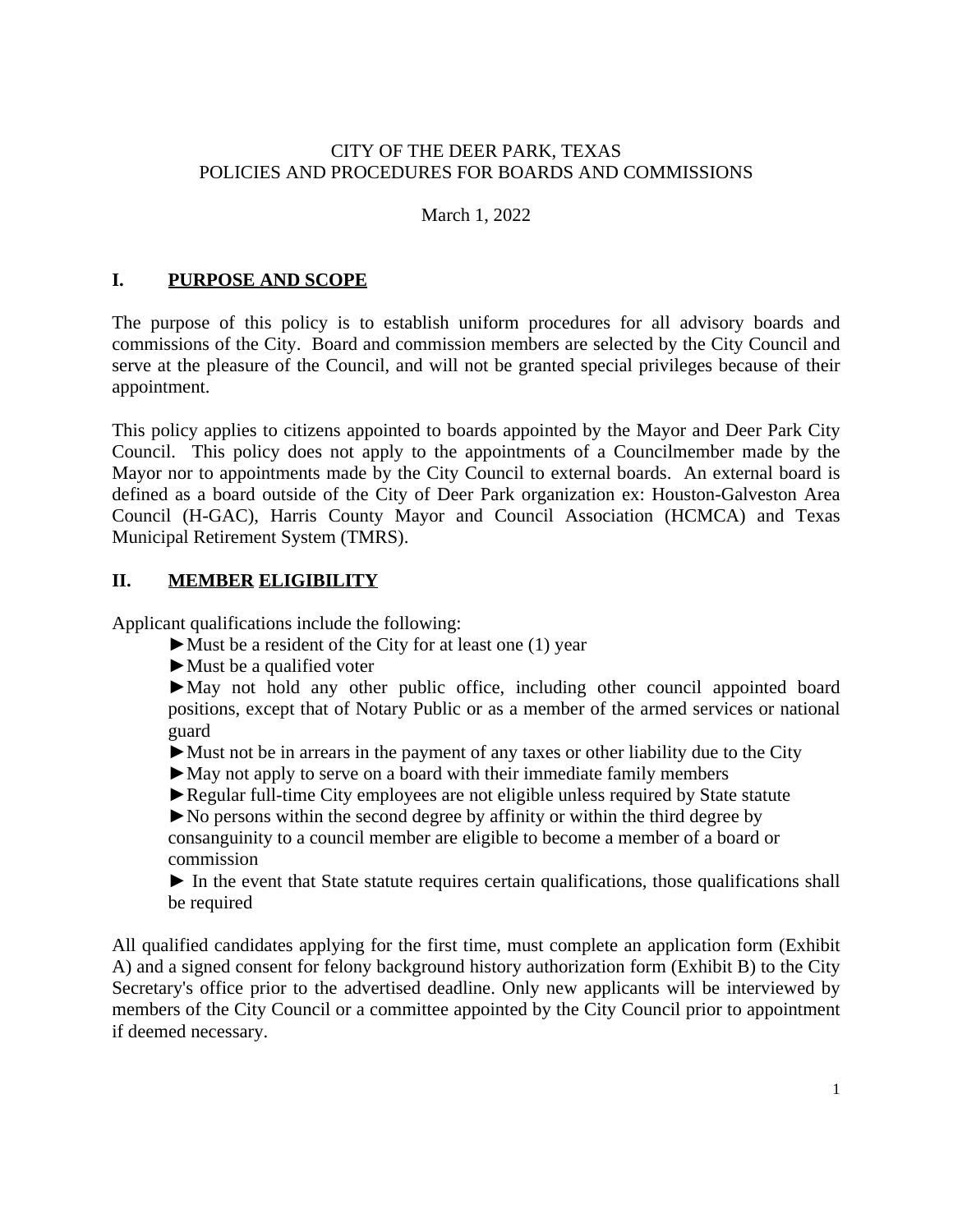CITY OF THE DEER PARK, TEXAS
POLICIES AND PROCEDURES FOR BOARDS AND COMMISSIONS

March 1, 2022

## I. PURPOSE AND SCOPE

The purpose of this policy is to establish uniform procedures for all advisory boards and commissions of the City. Board and commission members are selected by the City Council and serve at the pleasure of the Council, and will not be granted special privileges because of their appointment.

This policy applies to citizens appointed to boards appointed by the Mayor and Deer Park City Council. This policy does not apply to the appointments of a Councilmember made by the Mayor nor to appointments made by the City Council to external boards. An external board is defined as a board outside of the City of Deer Park organization ex: Houston-Galveston Area Council (H-GAC), Harris County Mayor and Council Association (HCMCA) and Texas Municipal Retirement System (TMRS).

## II. MEMBER ELIGIBILITY

Applicant qualifications include the following:

- ►Must be a resident of the City for at least one (1) year
- ►Must be a qualified voter
- ►May not hold any other public office, including other council appointed board positions, except that of Notary Public or as a member of the armed services or national guard
- ►Must not be in arrears in the payment of any taxes or other liability due to the City
- ►May not apply to serve on a board with their immediate family members
- ►Regular full-time City employees are not eligible unless required by State statute
- ►No persons within the second degree by affinity or within the third degree by consanguinity to a council member are eligible to become a member of a board or commission
- ► In the event that State statute requires certain qualifications, those qualifications shall be required

All qualified candidates applying for the first time, must complete an application form (Exhibit A) and a signed consent for felony background history authorization form (Exhibit B) to the City Secretary's office prior to the advertised deadline. Only new applicants will be interviewed by members of the City Council or a committee appointed by the City Council prior to appointment if deemed necessary.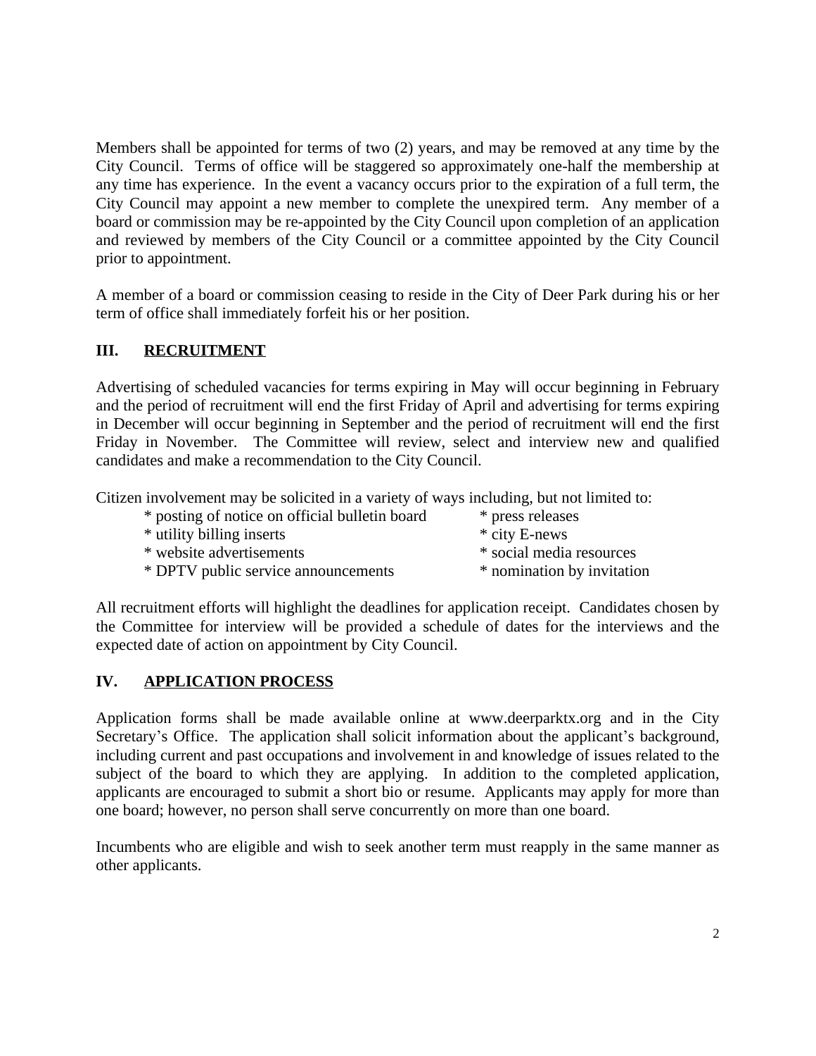Members shall be appointed for terms of two (2) years, and may be removed at any time by the City Council. Terms of office will be staggered so approximately one-half the membership at any time has experience. In the event a vacancy occurs prior to the expiration of a full term, the City Council may appoint a new member to complete the unexpired term. Any member of a board or commission may be re-appointed by the City Council upon completion of an application and reviewed by members of the City Council or a committee appointed by the City Council prior to appointment.

A member of a board or commission ceasing to reside in the City of Deer Park during his or her term of office shall immediately forfeit his or her position.

## III. RECRUITMENT

Advertising of scheduled vacancies for terms expiring in May will occur beginning in February and the period of recruitment will end the first Friday of April and advertising for terms expiring in December will occur beginning in September and the period of recruitment will end the first Friday in November. The Committee will review, select and interview new and qualified candidates and make a recommendation to the City Council.

Citizen involvement may be solicited in a variety of ways including, but not limited to:

* posting of notice on official bulletin board
* utility billing inserts
* website advertisements
* DPTV public service announcements
* press releases
* city E-news
* social media resources
* nomination by invitation

All recruitment efforts will highlight the deadlines for application receipt. Candidates chosen by the Committee for interview will be provided a schedule of dates for the interviews and the expected date of action on appointment by City Council.

## IV. APPLICATION PROCESS

Application forms shall be made available online at www.deerparktx.org and in the City Secretary's Office. The application shall solicit information about the applicant's background, including current and past occupations and involvement in and knowledge of issues related to the subject of the board to which they are applying. In addition to the completed application, applicants are encouraged to submit a short bio or resume. Applicants may apply for more than one board; however, no person shall serve concurrently on more than one board.

Incumbents who are eligible and wish to seek another term must reapply in the same manner as other applicants.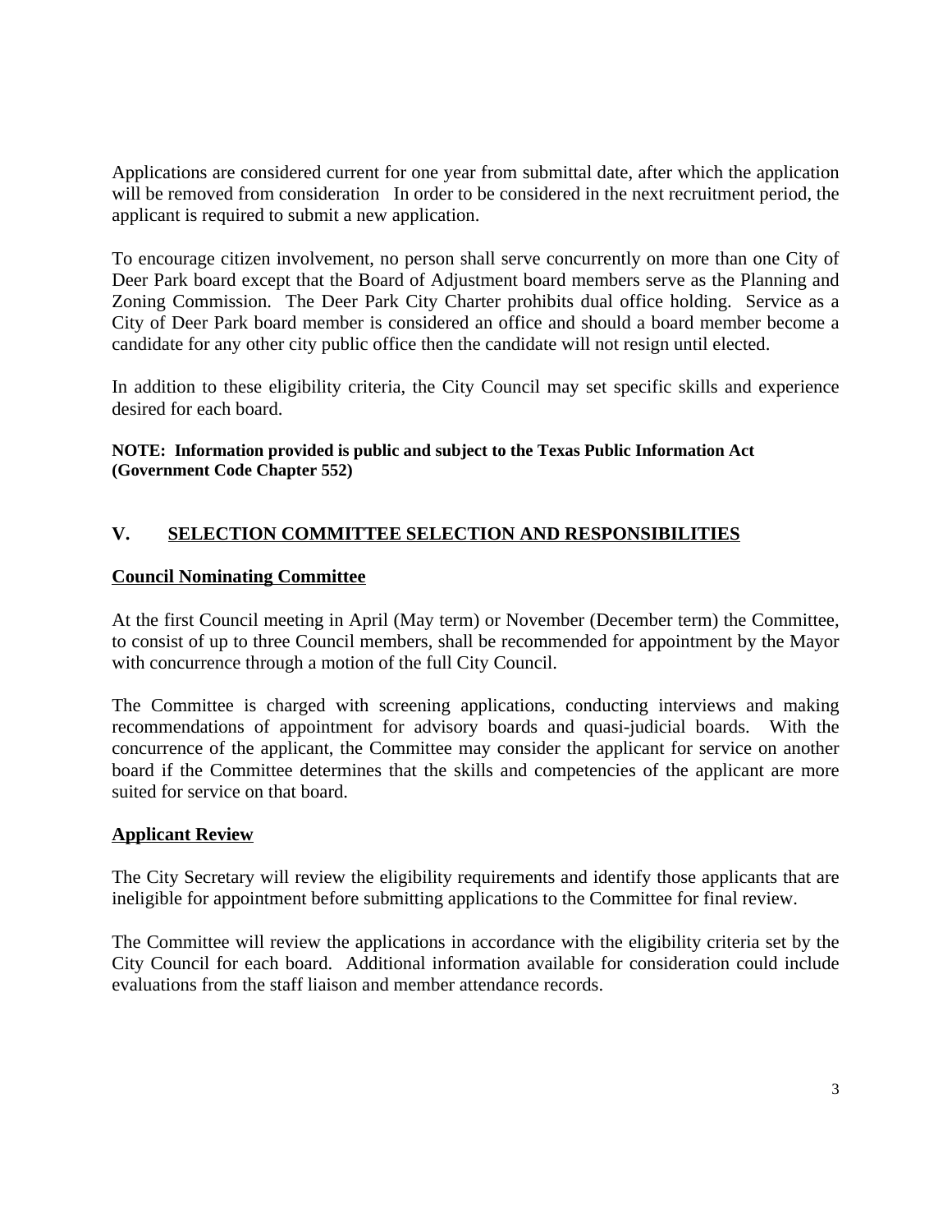Applications are considered current for one year from submittal date, after which the application will be removed from consideration   In order to be considered in the next recruitment period, the applicant is required to submit a new application.

To encourage citizen involvement, no person shall serve concurrently on more than one City of Deer Park board except that the Board of Adjustment board members serve as the Planning and Zoning Commission.  The Deer Park City Charter prohibits dual office holding.  Service as a City of Deer Park board member is considered an office and should a board member become a candidate for any other city public office then the candidate will not resign until elected.

In addition to these eligibility criteria, the City Council may set specific skills and experience desired for each board.

**NOTE:  Information provided is public and subject to the Texas Public Information Act (Government Code Chapter 552)**

## V. SELECTION COMMITTEE SELECTION AND RESPONSIBILITIES

### Council Nominating Committee

At the first Council meeting in April (May term) or November (December term) the Committee, to consist of up to three Council members, shall be recommended for appointment by the Mayor with concurrence through a motion of the full City Council.

The Committee is charged with screening applications, conducting interviews and making recommendations of appointment for advisory boards and quasi-judicial boards.  With the concurrence of the applicant, the Committee may consider the applicant for service on another board if the Committee determines that the skills and competencies of the applicant are more suited for service on that board.

### Applicant Review

The City Secretary will review the eligibility requirements and identify those applicants that are ineligible for appointment before submitting applications to the Committee for final review.

The Committee will review the applications in accordance with the eligibility criteria set by the City Council for each board.  Additional information available for consideration could include evaluations from the staff liaison and member attendance records.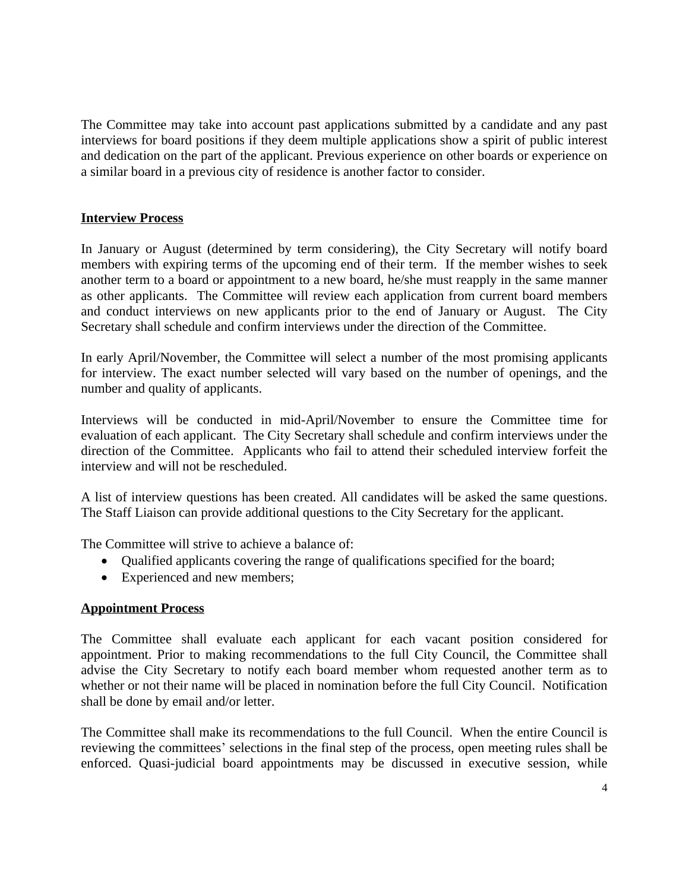The Committee may take into account past applications submitted by a candidate and any past interviews for board positions if they deem multiple applications show a spirit of public interest and dedication on the part of the applicant. Previous experience on other boards or experience on a similar board in a previous city of residence is another factor to consider.

**Interview Process**

In January or August (determined by term considering), the City Secretary will notify board members with expiring terms of the upcoming end of their term. If the member wishes to seek another term to a board or appointment to a new board, he/she must reapply in the same manner as other applicants. The Committee will review each application from current board members and conduct interviews on new applicants prior to the end of January or August. The City Secretary shall schedule and confirm interviews under the direction of the Committee.

In early April/November, the Committee will select a number of the most promising applicants for interview. The exact number selected will vary based on the number of openings, and the number and quality of applicants.

Interviews will be conducted in mid-April/November to ensure the Committee time for evaluation of each applicant. The City Secretary shall schedule and confirm interviews under the direction of the Committee. Applicants who fail to attend their scheduled interview forfeit the interview and will not be rescheduled.

A list of interview questions has been created. All candidates will be asked the same questions. The Staff Liaison can provide additional questions to the City Secretary for the applicant.

The Committee will strive to achieve a balance of:

- Qualified applicants covering the range of qualifications specified for the board;
- Experienced and new members;

**Appointment Process**

The Committee shall evaluate each applicant for each vacant position considered for appointment. Prior to making recommendations to the full City Council, the Committee shall advise the City Secretary to notify each board member whom requested another term as to whether or not their name will be placed in nomination before the full City Council. Notification shall be done by email and/or letter.

The Committee shall make its recommendations to the full Council. When the entire Council is reviewing the committees' selections in the final step of the process, open meeting rules shall be enforced. Quasi-judicial board appointments may be discussed in executive session, while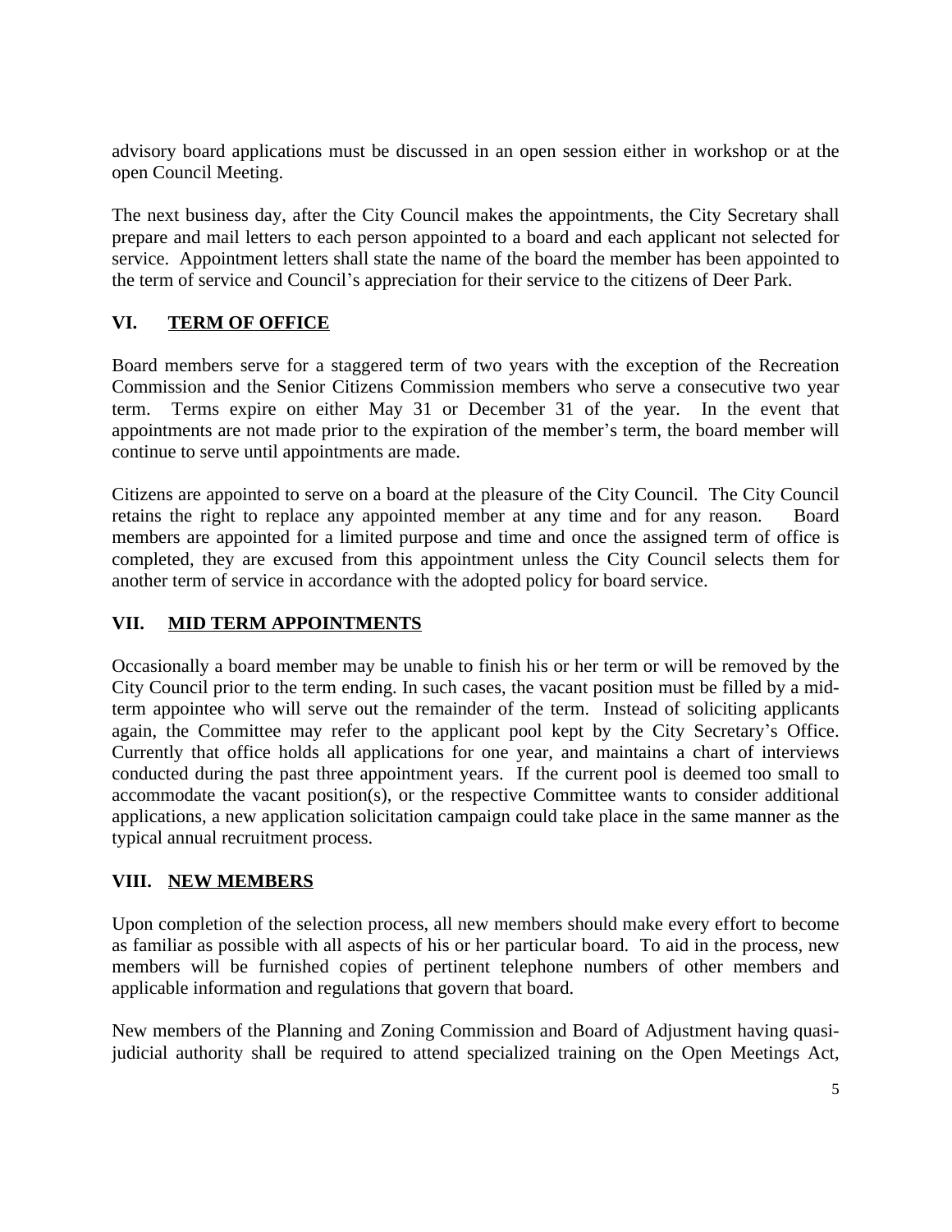advisory board applications must be discussed in an open session either in workshop or at the open Council Meeting.

The next business day, after the City Council makes the appointments, the City Secretary shall prepare and mail letters to each person appointed to a board and each applicant not selected for service. Appointment letters shall state the name of the board the member has been appointed to the term of service and Council's appreciation for their service to the citizens of Deer Park.

## VI. TERM OF OFFICE

Board members serve for a staggered term of two years with the exception of the Recreation Commission and the Senior Citizens Commission members who serve a consecutive two year term. Terms expire on either May 31 or December 31 of the year. In the event that appointments are not made prior to the expiration of the member's term, the board member will continue to serve until appointments are made.

Citizens are appointed to serve on a board at the pleasure of the City Council. The City Council retains the right to replace any appointed member at any time and for any reason. Board members are appointed for a limited purpose and time and once the assigned term of office is completed, they are excused from this appointment unless the City Council selects them for another term of service in accordance with the adopted policy for board service.

## VII. MID TERM APPOINTMENTS

Occasionally a board member may be unable to finish his or her term or will be removed by the City Council prior to the term ending. In such cases, the vacant position must be filled by a mid-term appointee who will serve out the remainder of the term. Instead of soliciting applicants again, the Committee may refer to the applicant pool kept by the City Secretary's Office. Currently that office holds all applications for one year, and maintains a chart of interviews conducted during the past three appointment years. If the current pool is deemed too small to accommodate the vacant position(s), or the respective Committee wants to consider additional applications, a new application solicitation campaign could take place in the same manner as the typical annual recruitment process.

## VIII. NEW MEMBERS

Upon completion of the selection process, all new members should make every effort to become as familiar as possible with all aspects of his or her particular board. To aid in the process, new members will be furnished copies of pertinent telephone numbers of other members and applicable information and regulations that govern that board.

New members of the Planning and Zoning Commission and Board of Adjustment having quasi-judicial authority shall be required to attend specialized training on the Open Meetings Act,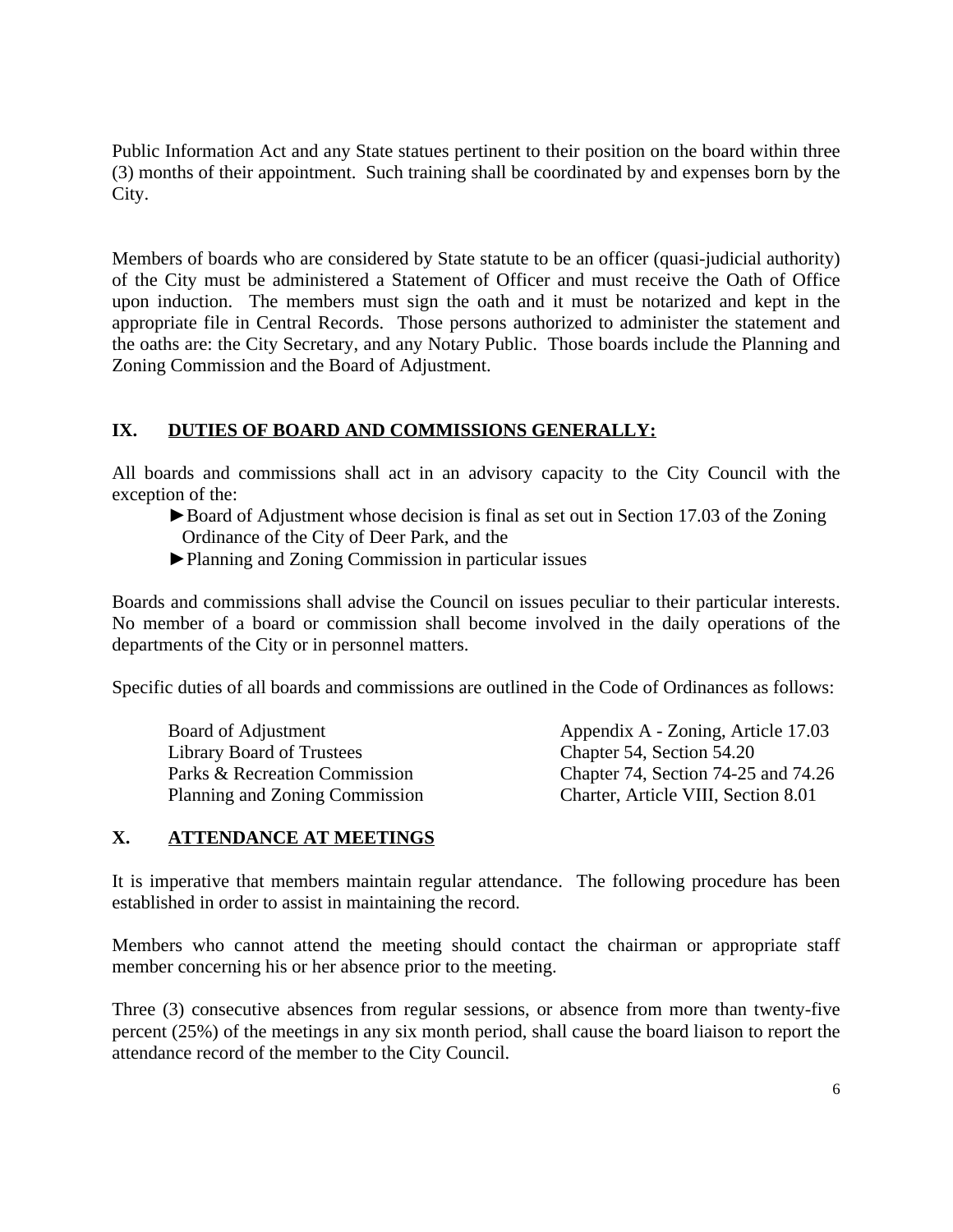Public Information Act and any State statues pertinent to their position on the board within three (3) months of their appointment. Such training shall be coordinated by and expenses born by the City.

Members of boards who are considered by State statute to be an officer (quasi-judicial authority) of the City must be administered a Statement of Officer and must receive the Oath of Office upon induction. The members must sign the oath and it must be notarized and kept in the appropriate file in Central Records. Those persons authorized to administer the statement and the oaths are: the City Secretary, and any Notary Public. Those boards include the Planning and Zoning Commission and the Board of Adjustment.

## IX. <u>DUTIES OF BOARD AND COMMISSIONS GENERALLY:</u>

All boards and commissions shall act in an advisory capacity to the City Council with the exception of the:

- ►Board of Adjustment whose decision is final as set out in Section 17.03 of the Zoning Ordinance of the City of Deer Park, and the
- ►Planning and Zoning Commission in particular issues

Boards and commissions shall advise the Council on issues peculiar to their particular interests. No member of a board or commission shall become involved in the daily operations of the departments of the City or in personnel matters.

Specific duties of all boards and commissions are outlined in the Code of Ordinances as follows:

| | |
|---|---|
| Board of Adjustment | Appendix A - Zoning, Article 17.03 |
| Library Board of Trustees | Chapter 54, Section 54.20 |
| Parks & Recreation Commission | Chapter 74, Section 74-25 and 74.26 |
| Planning and Zoning Commission | Charter, Article VIII, Section 8.01 |

## X. <u>ATTENDANCE AT MEETINGS</u>

It is imperative that members maintain regular attendance. The following procedure has been established in order to assist in maintaining the record.

Members who cannot attend the meeting should contact the chairman or appropriate staff member concerning his or her absence prior to the meeting.

Three (3) consecutive absences from regular sessions, or absence from more than twenty-five percent (25%) of the meetings in any six month period, shall cause the board liaison to report the attendance record of the member to the City Council.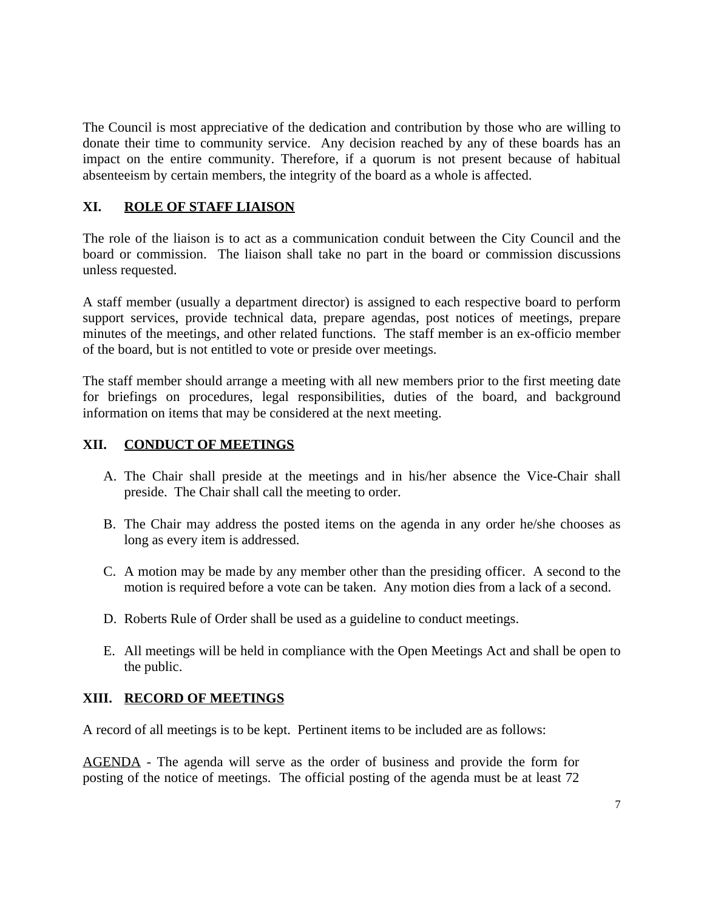The Council is most appreciative of the dedication and contribution by those who are willing to donate their time to community service. Any decision reached by any of these boards has an impact on the entire community. Therefore, if a quorum is not present because of habitual absenteeism by certain members, the integrity of the board as a whole is affected.

## XI. ROLE OF STAFF LIAISON

The role of the liaison is to act as a communication conduit between the City Council and the board or commission. The liaison shall take no part in the board or commission discussions unless requested.

A staff member (usually a department director) is assigned to each respective board to perform support services, provide technical data, prepare agendas, post notices of meetings, prepare minutes of the meetings, and other related functions. The staff member is an ex-officio member of the board, but is not entitled to vote or preside over meetings.

The staff member should arrange a meeting with all new members prior to the first meeting date for briefings on procedures, legal responsibilities, duties of the board, and background information on items that may be considered at the next meeting.

## XII. CONDUCT OF MEETINGS

A. The Chair shall preside at the meetings and in his/her absence the Vice-Chair shall preside. The Chair shall call the meeting to order.

B. The Chair may address the posted items on the agenda in any order he/she chooses as long as every item is addressed.

C. A motion may be made by any member other than the presiding officer. A second to the motion is required before a vote can be taken. Any motion dies from a lack of a second.

D. Roberts Rule of Order shall be used as a guideline to conduct meetings.

E. All meetings will be held in compliance with the Open Meetings Act and shall be open to the public.

## XIII. RECORD OF MEETINGS

A record of all meetings is to be kept. Pertinent items to be included are as follows:

<u>AGENDA</u> - The agenda will serve as the order of business and provide the form for posting of the notice of meetings. The official posting of the agenda must be at least 72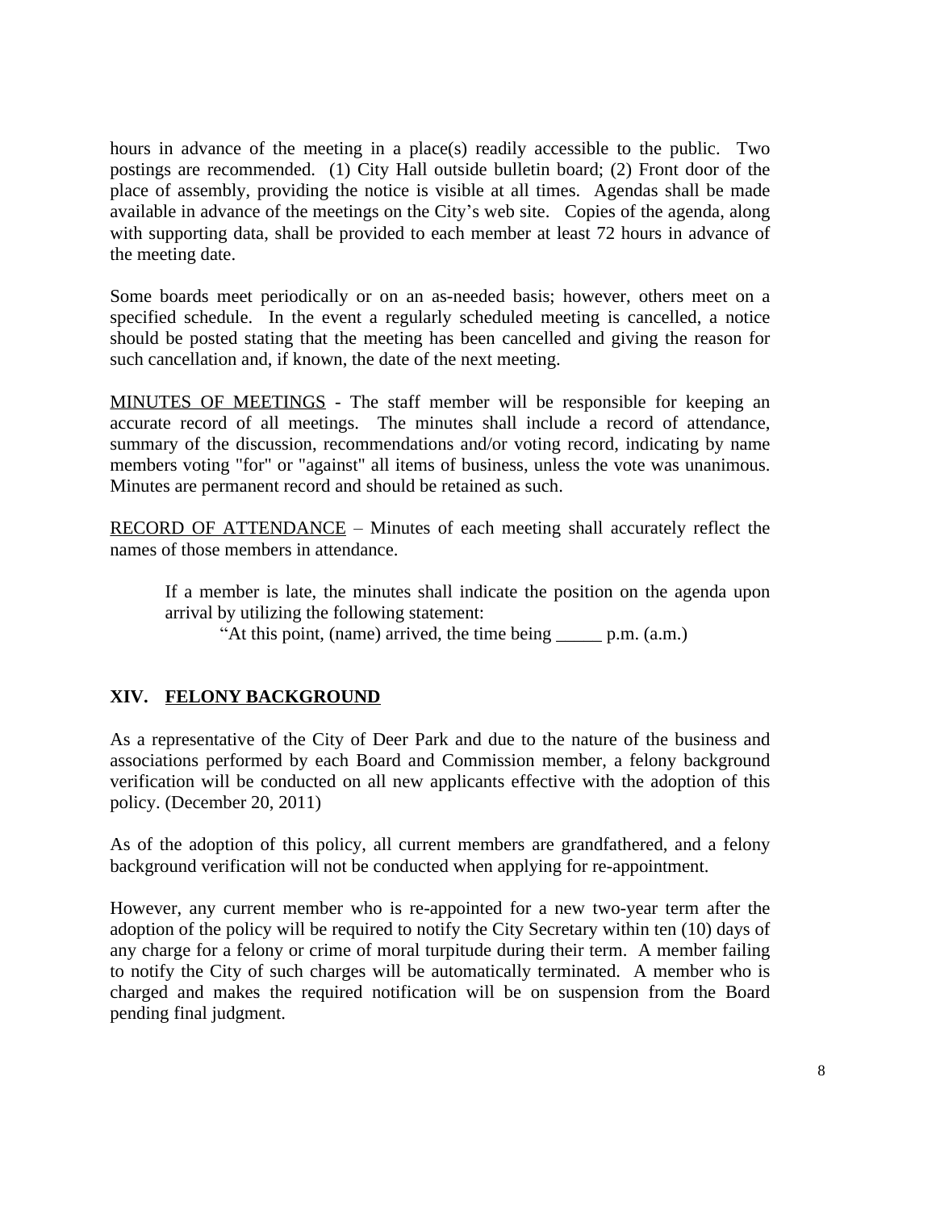hours in advance of the meeting in a place(s) readily accessible to the public. Two postings are recommended. (1) City Hall outside bulletin board; (2) Front door of the place of assembly, providing the notice is visible at all times. Agendas shall be made available in advance of the meetings on the City's web site. Copies of the agenda, along with supporting data, shall be provided to each member at least 72 hours in advance of the meeting date.

Some boards meet periodically or on an as-needed basis; however, others meet on a specified schedule. In the event a regularly scheduled meeting is cancelled, a notice should be posted stating that the meeting has been cancelled and giving the reason for such cancellation and, if known, the date of the next meeting.

<u>MINUTES OF MEETINGS</u> - The staff member will be responsible for keeping an accurate record of all meetings. The minutes shall include a record of attendance, summary of the discussion, recommendations and/or voting record, indicating by name members voting "for" or "against" all items of business, unless the vote was unanimous. Minutes are permanent record and should be retained as such.

<u>RECORD OF ATTENDANCE</u> – Minutes of each meeting shall accurately reflect the names of those members in attendance.

> If a member is late, the minutes shall indicate the position on the agenda upon arrival by utilizing the following statement:
>
> "At this point, (name) arrived, the time being _____ p.m. (a.m.)

## XIV. <u>FELONY BACKGROUND</u>

As a representative of the City of Deer Park and due to the nature of the business and associations performed by each Board and Commission member, a felony background verification will be conducted on all new applicants effective with the adoption of this policy. (December 20, 2011)

As of the adoption of this policy, all current members are grandfathered, and a felony background verification will not be conducted when applying for re-appointment.

However, any current member who is re-appointed for a new two-year term after the adoption of the policy will be required to notify the City Secretary within ten (10) days of any charge for a felony or crime of moral turpitude during their term. A member failing to notify the City of such charges will be automatically terminated. A member who is charged and makes the required notification will be on suspension from the Board pending final judgment.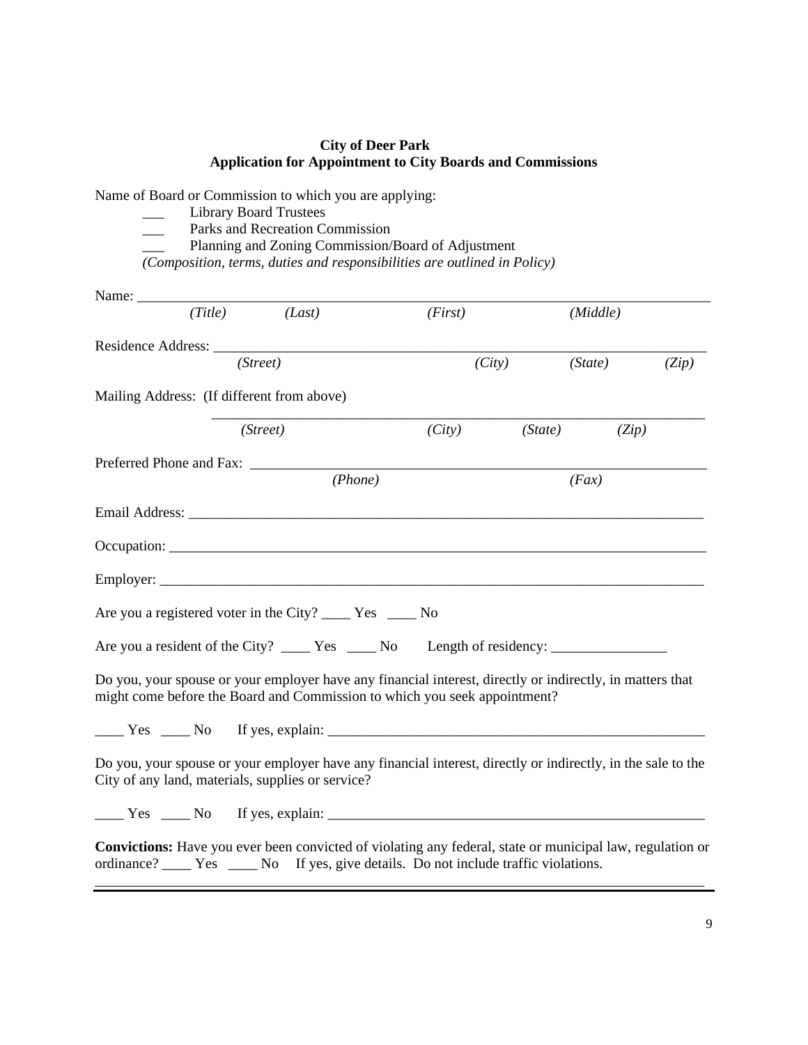**City of Deer Park**
**Application for Appointment to City Boards and Commissions**

Name of Board or Commission to which you are applying:

___ Library Board Trustees
___ Parks and Recreation Commission
___ Planning and Zoning Commission/Board of Adjustment

*(Composition, terms, duties and responsibilities are outlined in Policy)*

Name: ______________________________________________________________________________
*(Title) (Last) (First) (Middle)*

Residence Address: ___________________________________________________________________
*(Street) (City) (State) (Zip)*

Mailing Address: (If different from above)

______________________________________________________________________
*(Street) (City) (State) (Zip)*

Preferred Phone and Fax: ______________________________________________________________
*(Phone) (Fax)*

Email Address: _______________________________________________________________________

Occupation: _________________________________________________________________________

Employer: ___________________________________________________________________________

Are you a registered voter in the City? ____ Yes ____ No

Are you a resident of the City? ____ Yes ____ No Length of residency: ________________

Do you, your spouse or your employer have any financial interest, directly or indirectly, in matters that might come before the Board and Commission to which you seek appointment?

____ Yes ____ No If yes, explain: ______________________________________________________

Do you, your spouse or your employer have any financial interest, directly or indirectly, in the sale to the City of any land, materials, supplies or service?

____ Yes ____ No If yes, explain: ______________________________________________________

**Convictions:** Have you ever been convicted of violating any federal, state or municipal law, regulation or ordinance? ____ Yes ____ No If yes, give details. Do not include traffic violations.

_____________________________________________________________________________________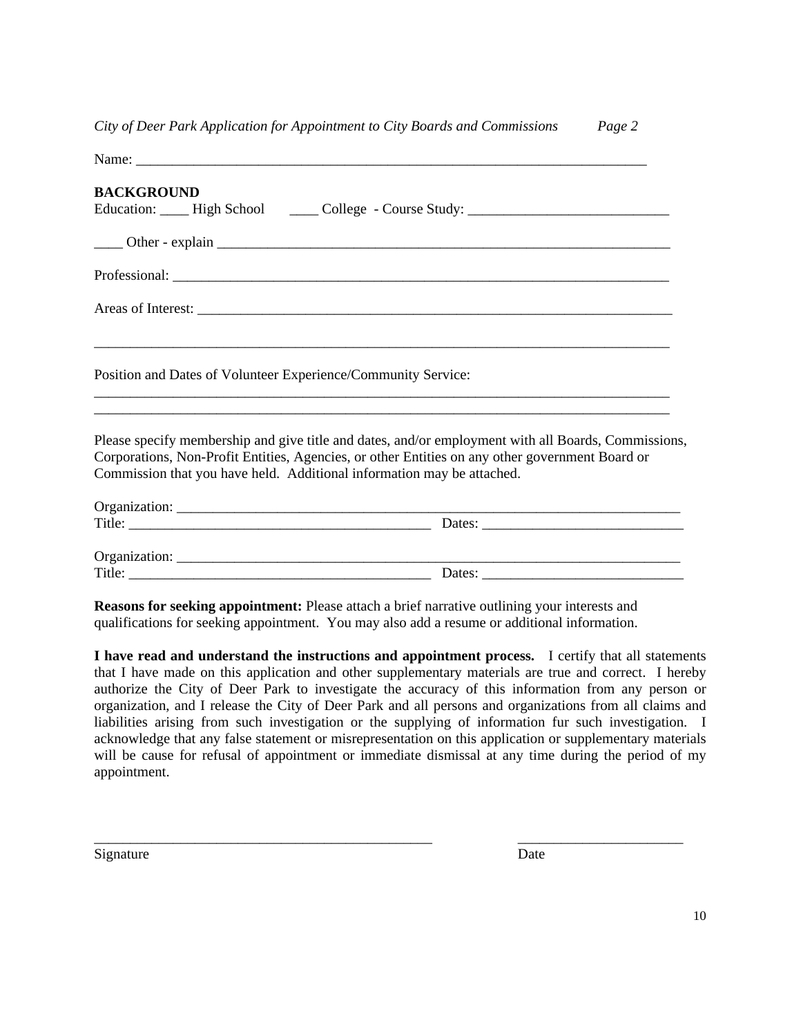*City of Deer Park Application for Appointment to City Boards and Commissions Page 2*

Name: ___________________________________________________________________________

**BACKGROUND**

Education: ____ High School ____ College - Course Study: ____________________________

____ Other - explain ___________________________________________________________________

Professional: ___________________________________________________________________________

Areas of Interest: _______________________________________________________________________

_________________________________________________________________________________________

Position and Dates of Volunteer Experience/Community Service:

_________________________________________________________________________________________

_________________________________________________________________________________________

Please specify membership and give title and dates, and/or employment with all Boards, Commissions, Corporations, Non-Profit Entities, Agencies, or other Entities on any other government Board or Commission that you have held. Additional information may be attached.

Organization: ___________________________________________________________________________

Title: ___________________________________________ Dates: ____________________________

Organization: ___________________________________________________________________________

Title: ___________________________________________ Dates: ____________________________

**Reasons for seeking appointment:** Please attach a brief narrative outlining your interests and qualifications for seeking appointment. You may also add a resume or additional information.

**I have read and understand the instructions and appointment process.** I certify that all statements that I have made on this application and other supplementary materials are true and correct. I hereby authorize the City of Deer Park to investigate the accuracy of this information from any person or organization, and I release the City of Deer Park and all persons and organizations from all claims and liabilities arising from such investigation or the supplying of information fur such investigation. I acknowledge that any false statement or misrepresentation on this application or supplementary materials will be cause for refusal of appointment or immediate dismissal at any time during the period of my appointment.

_________________________________________________ _______________________

Signature Date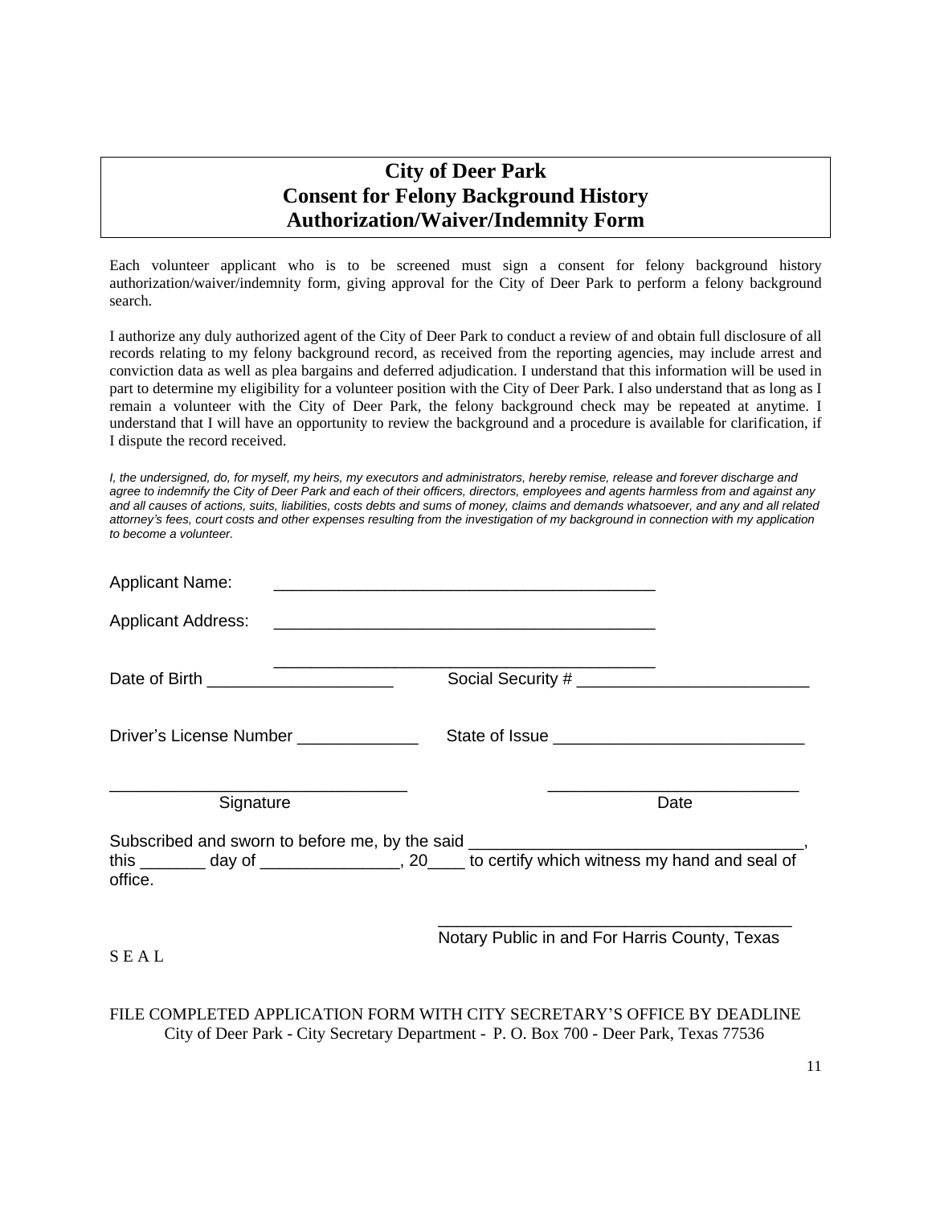# City of Deer Park
# Consent for Felony Background History Authorization/Waiver/Indemnity Form

Each volunteer applicant who is to be screened must sign a consent for felony background history authorization/waiver/indemnity form, giving approval for the City of Deer Park to perform a felony background search.

I authorize any duly authorized agent of the City of Deer Park to conduct a review of and obtain full disclosure of all records relating to my felony background record, as received from the reporting agencies, may include arrest and conviction data as well as plea bargains and deferred adjudication. I understand that this information will be used in part to determine my eligibility for a volunteer position with the City of Deer Park. I also understand that as long as I remain a volunteer with the City of Deer Park, the felony background check may be repeated at anytime. I understand that I will have an opportunity to review the background and a procedure is available for clarification, if I dispute the record received.

*I, the undersigned, do, for myself, my heirs, my executors and administrators, hereby remise, release and forever discharge and agree to indemnify the City of Deer Park and each of their officers, directors, employees and agents harmless from and against any and all causes of actions, suits, liabilities, costs debts and sums of money, claims and demands whatsoever, and any and all related attorney's fees, court costs and other expenses resulting from the investigation of my background in connection with my application to become a volunteer.*

Applicant Name: ___________________________________________

Applicant Address: ___________________________________________

___________________________________________

Date of Birth ____________________ Social Security # _________________________

Driver's License Number _____________ State of Issue ___________________________

_______________________________ ___________________________
Signature Date

Subscribed and sworn to before me, by the said ____________________________________, this _______ day of _______________, 20____ to certify which witness my hand and seal of office.

_______________________________________
Notary Public in and For Harris County, Texas

S E A L

FILE COMPLETED APPLICATION FORM WITH CITY SECRETARY'S OFFICE BY DEADLINE
City of Deer Park - City Secretary Department - P. O. Box 700 - Deer Park, Texas 77536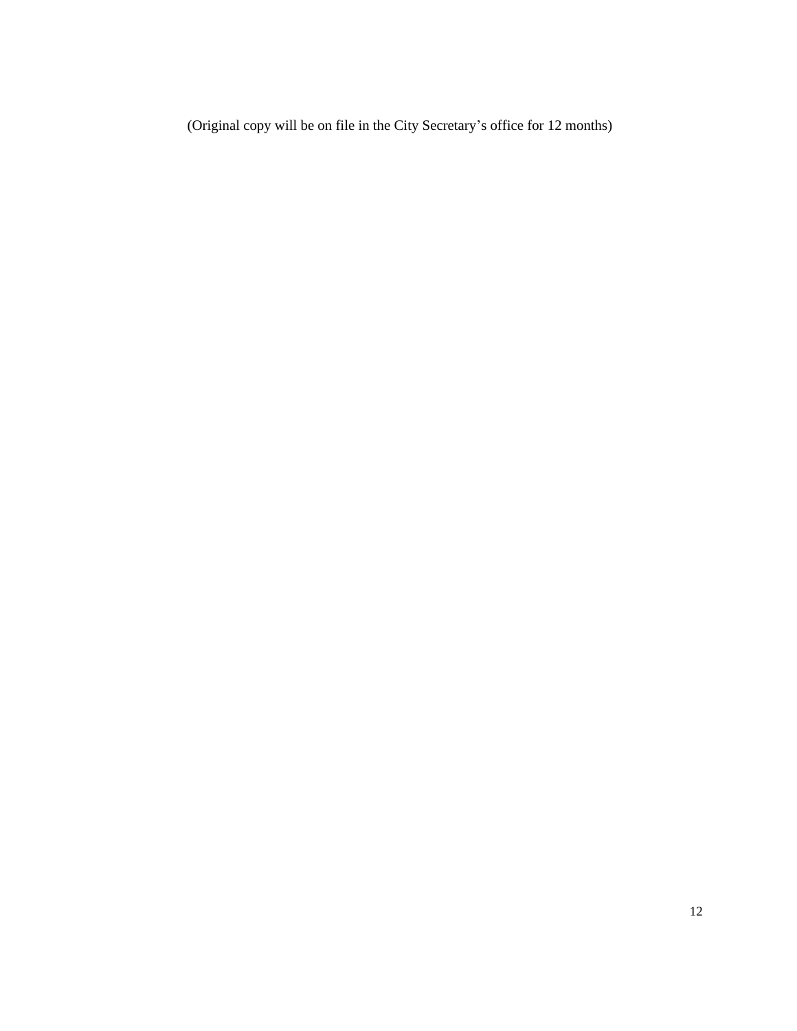(Original copy will be on file in the City Secretary's office for 12 months)